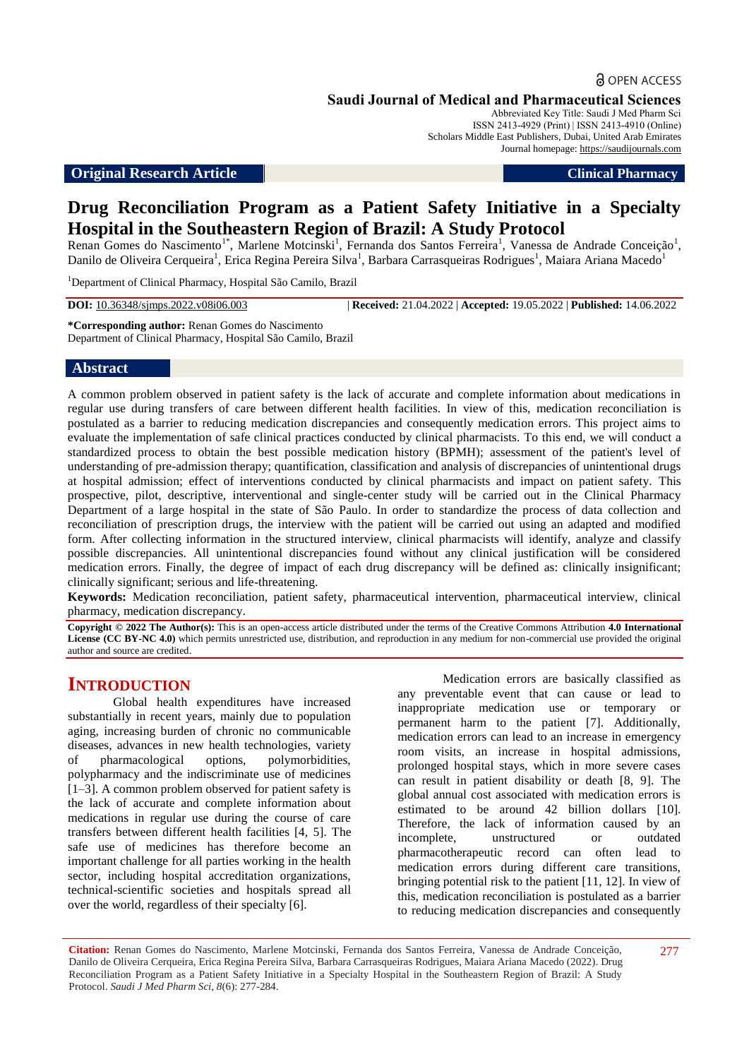OPEN ACCESS

**Saudi Journal of Medical and Pharmaceutical Sciences**
Abbreviated Key Title: Saudi J Med Pharm Sci
ISSN 2413-4929 (Print) | ISSN 2413-4910 (Online)
Scholars Middle East Publishers, Dubai, United Arab Emirates
Journal homepage: https://saudijournals.com

**Original Research Article** | **Clinical Pharmacy**

# Drug Reconciliation Program as a Patient Safety Initiative in a Specialty Hospital in the Southeastern Region of Brazil: A Study Protocol

Renan Gomes do Nascimento[1*], Marlene Motcinski[1], Fernanda dos Santos Ferreira[1], Vanessa de Andrade Conceição[1], Danilo de Oliveira Cerqueira[1], Erica Regina Pereira Silva[1], Barbara Carrasqueiras Rodrigues[1], Maiara Ariana Macedo[1]

[1]Department of Clinical Pharmacy, Hospital São Camilo, Brazil

**DOI:** 10.36348/sjmps.2022.v08i06.003 | **Received:** 21.04.2022 | **Accepted:** 19.05.2022 | **Published:** 14.06.2022

**\*Corresponding author:** Renan Gomes do Nascimento
Department of Clinical Pharmacy, Hospital São Camilo, Brazil

## Abstract

A common problem observed in patient safety is the lack of accurate and complete information about medications in regular use during transfers of care between different health facilities. In view of this, medication reconciliation is postulated as a barrier to reducing medication discrepancies and consequently medication errors. This project aims to evaluate the implementation of safe clinical practices conducted by clinical pharmacists. To this end, we will conduct a standardized process to obtain the best possible medication history (BPMH); assessment of the patient's level of understanding of pre-admission therapy; quantification, classification and analysis of discrepancies of unintentional drugs at hospital admission; effect of interventions conducted by clinical pharmacists and impact on patient safety. This prospective, pilot, descriptive, interventional and single-center study will be carried out in the Clinical Pharmacy Department of a large hospital in the state of São Paulo. In order to standardize the process of data collection and reconciliation of prescription drugs, the interview with the patient will be carried out using an adapted and modified form. After collecting information in the structured interview, clinical pharmacists will identify, analyze and classify possible discrepancies. All unintentional discrepancies found without any clinical justification will be considered medication errors. Finally, the degree of impact of each drug discrepancy will be defined as: clinically insignificant; clinically significant; serious and life-threatening.

**Keywords:** Medication reconciliation, patient safety, pharmaceutical intervention, pharmaceutical interview, clinical pharmacy, medication discrepancy.

**Copyright © 2022 The Author(s):** This is an open-access article distributed under the terms of the Creative Commons Attribution **4.0 International License (CC BY-NC 4.0)** which permits unrestricted use, distribution, and reproduction in any medium for non-commercial use provided the original author and source are credited.

## INTRODUCTION

Global health expenditures have increased substantially in recent years, mainly due to population aging, increasing burden of chronic no communicable diseases, advances in new health technologies, variety of pharmacological options, polymorbidities, polypharmacy and the indiscriminate use of medicines [1–3]. A common problem observed for patient safety is the lack of accurate and complete information about medications in regular use during the course of care transfers between different health facilities [4, 5]. The safe use of medicines has therefore become an important challenge for all parties working in the health sector, including hospital accreditation organizations, technical-scientific societies and hospitals spread all over the world, regardless of their specialty [6].

Medication errors are basically classified as any preventable event that can cause or lead to inappropriate medication use or temporary or permanent harm to the patient [7]. Additionally, medication errors can lead to an increase in emergency room visits, an increase in hospital admissions, prolonged hospital stays, which in more severe cases can result in patient disability or death [8, 9]. The global annual cost associated with medication errors is estimated to be around 42 billion dollars [10]. Therefore, the lack of information caused by an incomplete, unstructured or outdated pharmacotherapeutic record can often lead to medication errors during different care transitions, bringing potential risk to the patient [11, 12]. In view of this, medication reconciliation is postulated as a barrier to reducing medication discrepancies and consequently

**Citation:** Renan Gomes do Nascimento, Marlene Motcinski, Fernanda dos Santos Ferreira, Vanessa de Andrade Conceição, Danilo de Oliveira Cerqueira, Erica Regina Pereira Silva, Barbara Carrasqueiras Rodrigues, Maiara Ariana Macedo (2022). Drug Reconciliation Program as a Patient Safety Initiative in a Specialty Hospital in the Southeastern Region of Brazil: A Study Protocol. *Saudi J Med Pharm Sci, 8*(6): 277-284.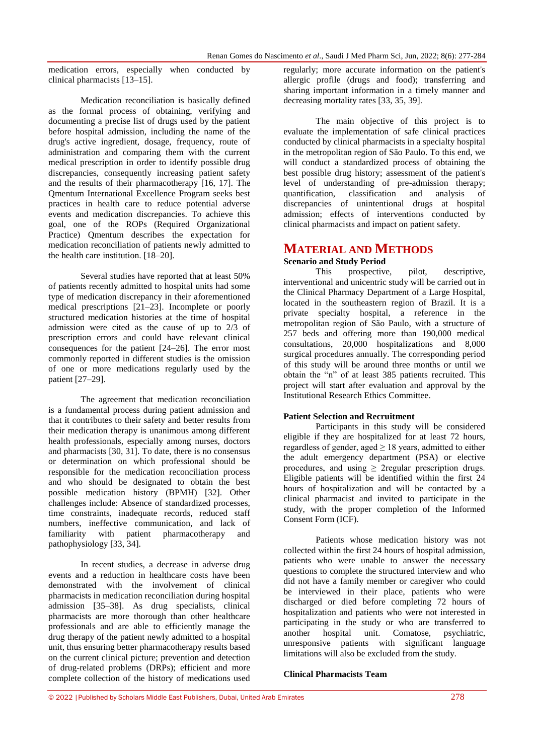medication errors, especially when conducted by clinical pharmacists [13–15].

Medication reconciliation is basically defined as the formal process of obtaining, verifying and documenting a precise list of drugs used by the patient before hospital admission, including the name of the drug's active ingredient, dosage, frequency, route of administration and comparing them with the current medical prescription in order to identify possible drug discrepancies, consequently increasing patient safety and the results of their pharmacotherapy [16, 17]. The Qmentum International Excellence Program seeks best practices in health care to reduce potential adverse events and medication discrepancies. To achieve this goal, one of the ROPs (Required Organizational Practice) Qmentum describes the expectation for medication reconciliation of patients newly admitted to the health care institution. [18–20].

Several studies have reported that at least 50% of patients recently admitted to hospital units had some type of medication discrepancy in their aforementioned medical prescriptions [21–23]. Incomplete or poorly structured medication histories at the time of hospital admission were cited as the cause of up to 2/3 of prescription errors and could have relevant clinical consequences for the patient [24–26]. The error most commonly reported in different studies is the omission of one or more medications regularly used by the patient [27–29].

The agreement that medication reconciliation is a fundamental process during patient admission and that it contributes to their safety and better results from their medication therapy is unanimous among different health professionals, especially among nurses, doctors and pharmacists [30, 31]. To date, there is no consensus or determination on which professional should be responsible for the medication reconciliation process and who should be designated to obtain the best possible medication history (BPMH) [32]. Other challenges include: Absence of standardized processes, time constraints, inadequate records, reduced staff numbers, ineffective communication, and lack of familiarity with patient pharmacotherapy and pathophysiology [33, 34].

In recent studies, a decrease in adverse drug events and a reduction in healthcare costs have been demonstrated with the involvement of clinical pharmacists in medication reconciliation during hospital admission [35–38]. As drug specialists, clinical pharmacists are more thorough than other healthcare professionals and are able to efficiently manage the drug therapy of the patient newly admitted to a hospital unit, thus ensuring better pharmacotherapy results based on the current clinical picture; prevention and detection of drug-related problems (DRPs); efficient and more complete collection of the history of medications used regularly; more accurate information on the patient's allergic profile (drugs and food); transferring and sharing important information in a timely manner and decreasing mortality rates [33, 35, 39].

The main objective of this project is to evaluate the implementation of safe clinical practices conducted by clinical pharmacists in a specialty hospital in the metropolitan region of São Paulo. To this end, we will conduct a standardized process of obtaining the best possible drug history; assessment of the patient's level of understanding of pre-admission therapy; quantification, classification and analysis of discrepancies of unintentional drugs at hospital admission; effects of interventions conducted by clinical pharmacists and impact on patient safety.

## MATERIAL AND METHODS

### Scenario and Study Period

This prospective, pilot, descriptive, interventional and unicentric study will be carried out in the Clinical Pharmacy Department of a Large Hospital, located in the southeastern region of Brazil. It is a private specialty hospital, a reference in the metropolitan region of São Paulo, with a structure of 257 beds and offering more than 190,000 medical consultations, 20,000 hospitalizations and 8,000 surgical procedures annually. The corresponding period of this study will be around three months or until we obtain the "n" of at least 385 patients recruited. This project will start after evaluation and approval by the Institutional Research Ethics Committee.

### Patient Selection and Recruitment

Participants in this study will be considered eligible if they are hospitalized for at least 72 hours, regardless of gender, aged ≥ 18 years, admitted to either the adult emergency department (PSA) or elective procedures, and using ≥ 2regular prescription drugs. Eligible patients will be identified within the first 24 hours of hospitalization and will be contacted by a clinical pharmacist and invited to participate in the study, with the proper completion of the Informed Consent Form (ICF).

Patients whose medication history was not collected within the first 24 hours of hospital admission, patients who were unable to answer the necessary questions to complete the structured interview and who did not have a family member or caregiver who could be interviewed in their place, patients who were discharged or died before completing 72 hours of hospitalization and patients who were not interested in participating in the study or who are transferred to another hospital unit. Comatose, psychiatric, unresponsive patients with significant language limitations will also be excluded from the study.

### Clinical Pharmacists Team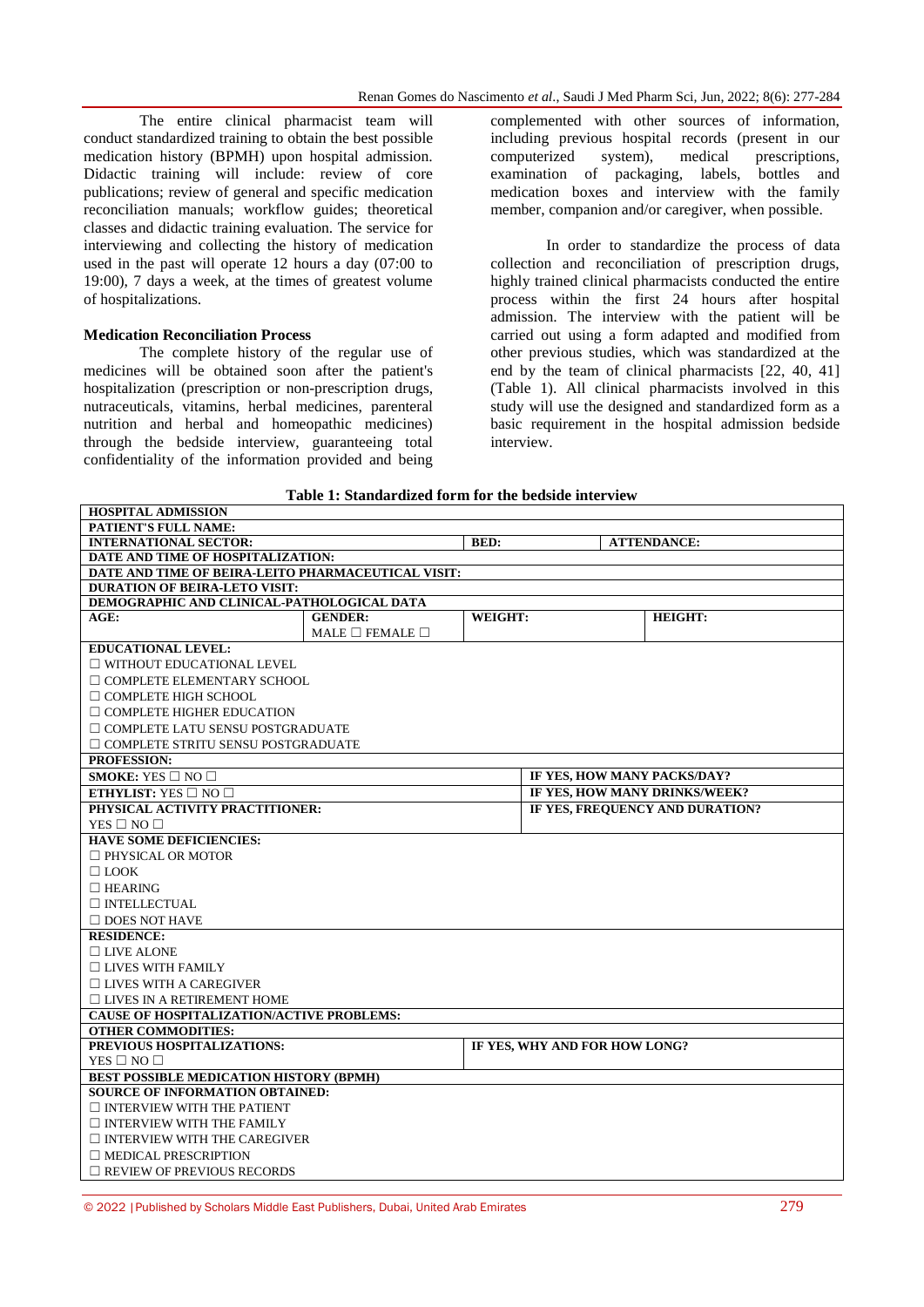The entire clinical pharmacist team will conduct standardized training to obtain the best possible medication history (BPMH) upon hospital admission. Didactic training will include: review of core publications; review of general and specific medication reconciliation manuals; workflow guides; theoretical classes and didactic training evaluation. The service for interviewing and collecting the history of medication used in the past will operate 12 hours a day (07:00 to 19:00), 7 days a week, at the times of greatest volume of hospitalizations.

#### Medication Reconciliation Process

The complete history of the regular use of medicines will be obtained soon after the patient's hospitalization (prescription or non-prescription drugs, nutraceuticals, vitamins, herbal medicines, parenteral nutrition and herbal and homeopathic medicines) through the bedside interview, guaranteeing total confidentiality of the information provided and being complemented with other sources of information, including previous hospital records (present in our computerized system), medical prescriptions, examination of packaging, labels, bottles and medication boxes and interview with the family member, companion and/or caregiver, when possible.

In order to standardize the process of data collection and reconciliation of prescription drugs, highly trained clinical pharmacists conducted the entire process within the first 24 hours after hospital admission. The interview with the patient will be carried out using a form adapted and modified from other previous studies, which was standardized at the end by the team of clinical pharmacists [22, 40, 41] (Table 1). All clinical pharmacists involved in this study will use the designed and standardized form as a basic requirement in the hospital admission bedside interview.

**Table 1: Standardized form for the bedside interview**

| **HOSPITAL ADMISSION** | | | |
|---|---|---|---|
| **PATIENT'S FULL NAME:** | | | |
| **INTERNATIONAL SECTOR:** | | **BED:** | **ATTENDANCE:** |
| **DATE AND TIME OF HOSPITALIZATION:** | | | |
| **DATE AND TIME OF BEIRA-LEITO PHARMACEUTICAL VISIT:** | | | |
| **DURATION OF BEIRA-LETO VISIT:** | | | |
| **DEMOGRAPHIC AND CLINICAL-PATHOLOGICAL DATA** | | | |
| **AGE:** | **GENDER:** MALE ☐ FEMALE ☐ | **WEIGHT:** | **HEIGHT:** |
| **EDUCATIONAL LEVEL:**<br>☐ WITHOUT EDUCATIONAL LEVEL<br>☐ COMPLETE ELEMENTARY SCHOOL<br>☐ COMPLETE HIGH SCHOOL<br>☐ COMPLETE HIGHER EDUCATION<br>☐ COMPLETE LATU SENSU POSTGRADUATE<br>☐ COMPLETE STRITU SENSU POSTGRADUATE | | | |
| **PROFESSION:** | | | |
| **SMOKE:** YES ☐ NO ☐ | | **IF YES, HOW MANY PACKS/DAY?** | |
| **ETHYLIST:** YES ☐ NO ☐ | | **IF YES, HOW MANY DRINKS/WEEK?** | |
| **PHYSICAL ACTIVITY PRACTITIONER:** YES ☐ NO ☐ | | **IF YES, FREQUENCY AND DURATION?** | |
| **HAVE SOME DEFICIENCIES:**<br>☐ PHYSICAL OR MOTOR<br>☐ LOOK<br>☐ HEARING<br>☐ INTELLECTUAL<br>☐ DOES NOT HAVE | | | |
| **RESIDENCE:**<br>☐ LIVE ALONE<br>☐ LIVES WITH FAMILY<br>☐ LIVES WITH A CAREGIVER<br>☐ LIVES IN A RETIREMENT HOME | | | |
| **CAUSE OF HOSPITALIZATION/ACTIVE PROBLEMS:** | | | |
| **OTHER COMMODITIES:** | | | |
| **PREVIOUS HOSPITALIZATIONS:** YES ☐ NO ☐ | | **IF YES, WHY AND FOR HOW LONG?** | |
| **BEST POSSIBLE MEDICATION HISTORY (BPMH)** | | | |
| **SOURCE OF INFORMATION OBTAINED:**<br>☐ INTERVIEW WITH THE PATIENT<br>☐ INTERVIEW WITH THE FAMILY<br>☐ INTERVIEW WITH THE CAREGIVER<br>☐ MEDICAL PRESCRIPTION<br>☐ REVIEW OF PREVIOUS RECORDS | | | |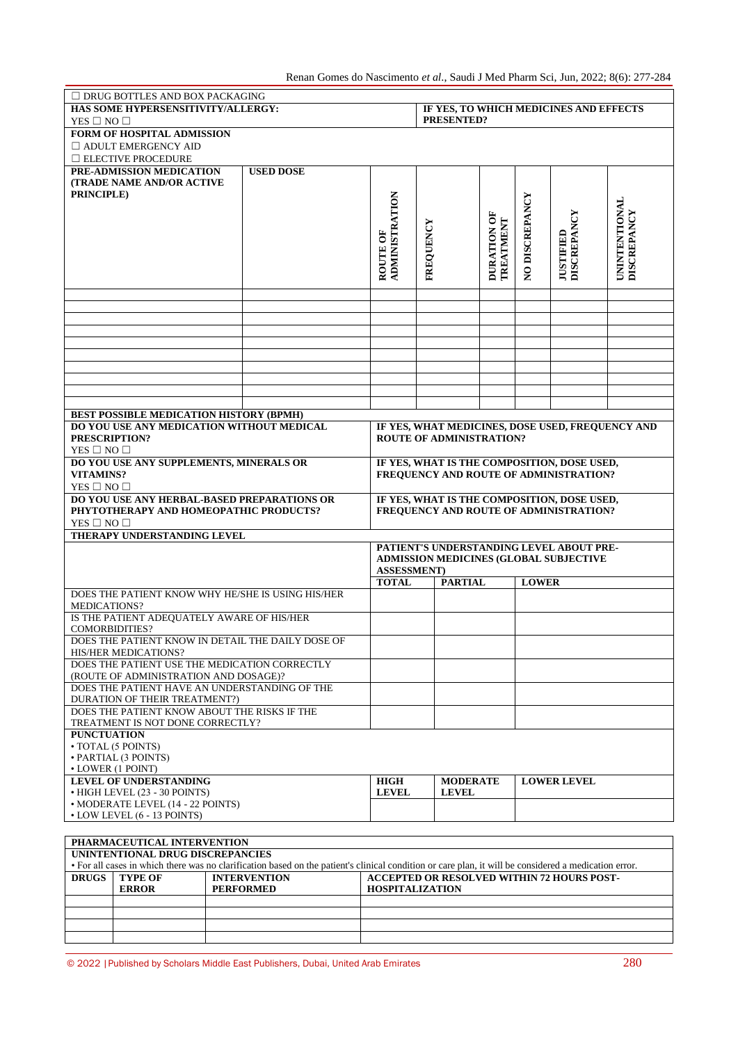☐ DRUG BOTTLES AND BOX PACKAGING

| **HAS SOME HYPERSENSITIVITY/ALLERGY:** YES ☐ NO ☐ | **IF YES, TO WHICH MEDICINES AND EFFECTS PRESENTED?** |
|---|---|

**FORM OF HOSPITAL ADMISSION**

☐ ADULT EMERGENCY AID

☐ ELECTIVE PROCEDURE

| **PRE-ADMISSION MEDICATION (TRADE NAME AND/OR ACTIVE PRINCIPLE)** | **USED DOSE** | **ROUTE OF ADMINISTRATION** | **FREQUENCY** | **DURATION OF TREATMENT** | **NO DISCREPANCY** | **JUSTIFIED DISCREPANCY** | **UNINTENTIONAL DISCREPANCY** |
|---|---|---|---|---|---|---|---|
| | | | | | | | |
| | | | | | | | |
| | | | | | | | |
| | | | | | | | |
| | | | | | | | |
| | | | | | | | |
| | | | | | | | |
| | | | | | | | |
| | | | | | | | |
| | | | | | | | |

**BEST POSSIBLE MEDICATION HISTORY (BPMH)**

| | |
|---|---|
| **DO YOU USE ANY MEDICATION WITHOUT MEDICAL PRESCRIPTION?** YES ☐ NO ☐ | **IF YES, WHAT MEDICINES, DOSE USED, FREQUENCY AND ROUTE OF ADMINISTRATION?** |
| **DO YOU USE ANY SUPPLEMENTS, MINERALS OR VITAMINS?** YES ☐ NO ☐ | **IF YES, WHAT IS THE COMPOSITION, DOSE USED, FREQUENCY AND ROUTE OF ADMINISTRATION?** |
| **DO YOU USE ANY HERBAL-BASED PREPARATIONS OR PHYTOTHERAPY AND HOMEOPATHIC PRODUCTS?** YES ☐ NO ☐ | **IF YES, WHAT IS THE COMPOSITION, DOSE USED, FREQUENCY AND ROUTE OF ADMINISTRATION?** |

**THERAPY UNDERSTANDING LEVEL**

| | **PATIENT'S UNDERSTANDING LEVEL ABOUT PRE-ADMISSION MEDICINES (GLOBAL SUBJECTIVE ASSESSMENT)** | | |
|---|---|---|---|
| | **TOTAL** | **PARTIAL** | **LOWER** |
| DOES THE PATIENT KNOW WHY HE/SHE IS USING HIS/HER MEDICATIONS? | | | |
| IS THE PATIENT ADEQUATELY AWARE OF HIS/HER COMORBIDITIES? | | | |
| DOES THE PATIENT KNOW IN DETAIL THE DAILY DOSE OF HIS/HER MEDICATIONS? | | | |
| DOES THE PATIENT USE THE MEDICATION CORRECTLY (ROUTE OF ADMINISTRATION AND DOSAGE)? | | | |
| DOES THE PATIENT HAVE AN UNDERSTANDING OF THE DURATION OF THEIR TREATMENT?) | | | |
| DOES THE PATIENT KNOW ABOUT THE RISKS IF THE TREATMENT IS NOT DONE CORRECTLY? | | | |

**PUNCTUATION**

- TOTAL (5 POINTS)
- PARTIAL (3 POINTS)
- LOWER (1 POINT)

| **LEVEL OF UNDERSTANDING** | **HIGH LEVEL** | **MODERATE LEVEL** | **LOWER LEVEL** |
|---|---|---|---|
| • HIGH LEVEL (23 - 30 POINTS) • MODERATE LEVEL (14 - 22 POINTS) • LOW LEVEL (6 - 13 POINTS) | | | |

**PHARMACEUTICAL INTERVENTION**

**UNINTENTIONAL DRUG DISCREPANCIES**

• For all cases in which there was no clarification based on the patient's clinical condition or care plan, it will be considered a medication error.

| **DRUGS** | **TYPE OF ERROR** | **INTERVENTION PERFORMED** | **ACCEPTED OR RESOLVED WITHIN 72 HOURS POST-HOSPITALIZATION** |
|---|---|---|---|
| | | | |
| | | | |
| | | | |
| | | | |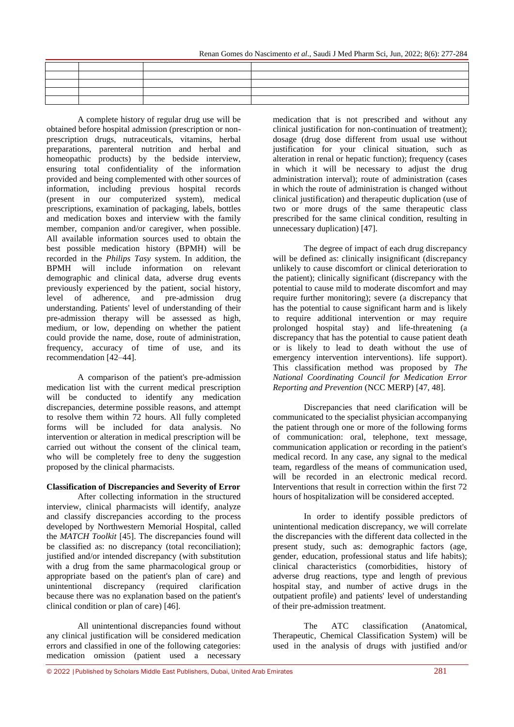| | | | |
|---|---|---|---|
| | | | |
| | | | |
| | | | |
| | | | |

A complete history of regular drug use will be obtained before hospital admission (prescription or non-prescription drugs, nutraceuticals, vitamins, herbal preparations, parenteral nutrition and herbal and homeopathic products) by the bedside interview, ensuring total confidentiality of the information provided and being complemented with other sources of information, including previous hospital records (present in our computerized system), medical prescriptions, examination of packaging, labels, bottles and medication boxes and interview with the family member, companion and/or caregiver, when possible. All available information sources used to obtain the best possible medication history (BPMH) will be recorded in the *Philips Tasy* system. In addition, the BPMH will include information on relevant demographic and clinical data, adverse drug events previously experienced by the patient, social history, level of adherence, and pre-admission drug understanding. Patients' level of understanding of their pre-admission therapy will be assessed as high, medium, or low, depending on whether the patient could provide the name, dose, route of administration, frequency, accuracy of time of use, and its recommendation [42–44].

A comparison of the patient's pre-admission medication list with the current medical prescription will be conducted to identify any medication discrepancies, determine possible reasons, and attempt to resolve them within 72 hours. All fully completed forms will be included for data analysis. No intervention or alteration in medical prescription will be carried out without the consent of the clinical team, who will be completely free to deny the suggestion proposed by the clinical pharmacists.

**Classification of Discrepancies and Severity of Error**

After collecting information in the structured interview, clinical pharmacists will identify, analyze and classify discrepancies according to the process developed by Northwestern Memorial Hospital, called the *MATCH Toolkit* [45]. The discrepancies found will be classified as: no discrepancy (total reconciliation); justified and/or intended discrepancy (with substitution with a drug from the same pharmacological group or appropriate based on the patient's plan of care) and unintentional discrepancy (required clarification because there was no explanation based on the patient's clinical condition or plan of care) [46].

All unintentional discrepancies found without any clinical justification will be considered medication errors and classified in one of the following categories: medication omission (patient used a necessary medication that is not prescribed and without any clinical justification for non-continuation of treatment); dosage (drug dose different from usual use without justification for your clinical situation, such as alteration in renal or hepatic function); frequency (cases in which it will be necessary to adjust the drug administration interval); route of administration (cases in which the route of administration is changed without clinical justification) and therapeutic duplication (use of two or more drugs of the same therapeutic class prescribed for the same clinical condition, resulting in unnecessary duplication) [47].

The degree of impact of each drug discrepancy will be defined as: clinically insignificant (discrepancy unlikely to cause discomfort or clinical deterioration to the patient); clinically significant (discrepancy with the potential to cause mild to moderate discomfort and may require further monitoring); severe (a discrepancy that has the potential to cause significant harm and is likely to require additional intervention or may require prolonged hospital stay) and life-threatening (a discrepancy that has the potential to cause patient death or is likely to lead to death without the use of emergency intervention interventions). life support). This classification method was proposed by *The National Coordinating Council for Medication Error Reporting and Prevention* (NCC MERP) [47, 48].

Discrepancies that need clarification will be communicated to the specialist physician accompanying the patient through one or more of the following forms of communication: oral, telephone, text message, communication application or recording in the patient's medical record. In any case, any signal to the medical team, regardless of the means of communication used, will be recorded in an electronic medical record. Interventions that result in correction within the first 72 hours of hospitalization will be considered accepted.

In order to identify possible predictors of unintentional medication discrepancy, we will correlate the discrepancies with the different data collected in the present study, such as: demographic factors (age, gender, education, professional status and life habits); clinical characteristics (comorbidities, history of adverse drug reactions, type and length of previous hospital stay, and number of active drugs in the outpatient profile) and patients' level of understanding of their pre-admission treatment.

The ATC classification (Anatomical, Therapeutic, Chemical Classification System) will be used in the analysis of drugs with justified and/or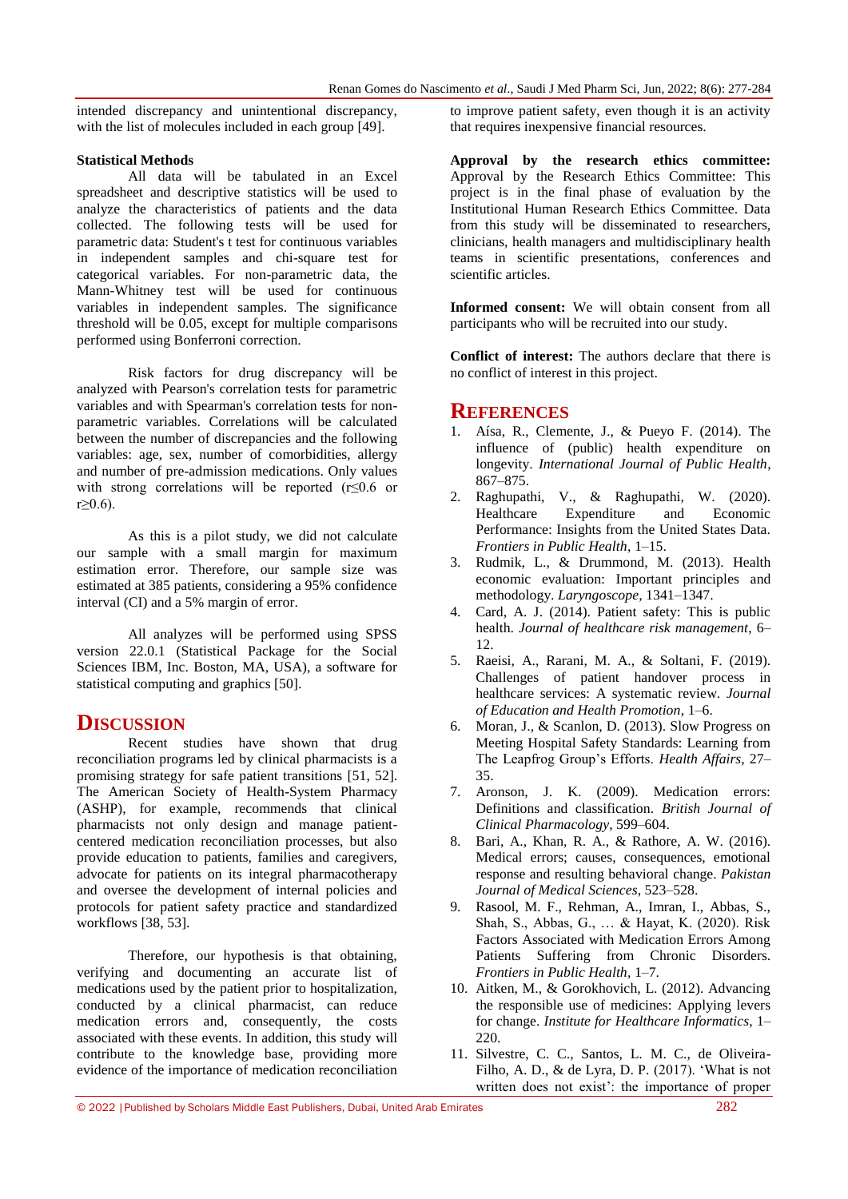intended discrepancy and unintentional discrepancy, with the list of molecules included in each group [49].

**Statistical Methods**

All data will be tabulated in an Excel spreadsheet and descriptive statistics will be used to analyze the characteristics of patients and the data collected. The following tests will be used for parametric data: Student's t test for continuous variables in independent samples and chi-square test for categorical variables. For non-parametric data, the Mann-Whitney test will be used for continuous variables in independent samples. The significance threshold will be 0.05, except for multiple comparisons performed using Bonferroni correction.

Risk factors for drug discrepancy will be analyzed with Pearson's correlation tests for parametric variables and with Spearman's correlation tests for non-parametric variables. Correlations will be calculated between the number of discrepancies and the following variables: age, sex, number of comorbidities, allergy and number of pre-admission medications. Only values with strong correlations will be reported ($r \leq 0.6$ or $r \geq 0.6$).

As this is a pilot study, we did not calculate our sample with a small margin for maximum estimation error. Therefore, our sample size was estimated at 385 patients, considering a 95% confidence interval (CI) and a 5% margin of error.

All analyzes will be performed using SPSS version 22.0.1 (Statistical Package for the Social Sciences IBM, Inc. Boston, MA, USA), a software for statistical computing and graphics [50].

# DISCUSSION

Recent studies have shown that drug reconciliation programs led by clinical pharmacists is a promising strategy for safe patient transitions [51, 52]. The American Society of Health-System Pharmacy (ASHP), for example, recommends that clinical pharmacists not only design and manage patient-centered medication reconciliation processes, but also provide education to patients, families and caregivers, advocate for patients on its integral pharmacotherapy and oversee the development of internal policies and protocols for patient safety practice and standardized workflows [38, 53].

Therefore, our hypothesis is that obtaining, verifying and documenting an accurate list of medications used by the patient prior to hospitalization, conducted by a clinical pharmacist, can reduce medication errors and, consequently, the costs associated with these events. In addition, this study will contribute to the knowledge base, providing more evidence of the importance of medication reconciliation to improve patient safety, even though it is an activity that requires inexpensive financial resources.

**Approval by the research ethics committee:** Approval by the Research Ethics Committee: This project is in the final phase of evaluation by the Institutional Human Research Ethics Committee. Data from this study will be disseminated to researchers, clinicians, health managers and multidisciplinary health teams in scientific presentations, conferences and scientific articles.

**Informed consent:** We will obtain consent from all participants who will be recruited into our study.

**Conflict of interest:** The authors declare that there is no conflict of interest in this project.

# REFERENCES

1. Aísa, R., Clemente, J., & Pueyo F. (2014). The influence of (public) health expenditure on longevity. *International Journal of Public Health*, 867–875.
2. Raghupathi, V., & Raghupathi, W. (2020). Healthcare Expenditure and Economic Performance: Insights from the United States Data. *Frontiers in Public Health*, 1–15.
3. Rudmik, L., & Drummond, M. (2013). Health economic evaluation: Important principles and methodology. *Laryngoscope*, 1341–1347.
4. Card, A. J. (2014). Patient safety: This is public health. *Journal of healthcare risk management*, 6–12.
5. Raeisi, A., Rarani, M. A., & Soltani, F. (2019). Challenges of patient handover process in healthcare services: A systematic review. *Journal of Education and Health Promotion*, 1–6.
6. Moran, J., & Scanlon, D. (2013). Slow Progress on Meeting Hospital Safety Standards: Learning from The Leapfrog Group's Efforts. *Health Affairs*, 27–35.
7. Aronson, J. K. (2009). Medication errors: Definitions and classification. *British Journal of Clinical Pharmacology*, 599–604.
8. Bari, A., Khan, R. A., & Rathore, A. W. (2016). Medical errors; causes, consequences, emotional response and resulting behavioral change. *Pakistan Journal of Medical Sciences*, 523–528.
9. Rasool, M. F., Rehman, A., Imran, I., Abbas, S., Shah, S., Abbas, G., … & Hayat, K. (2020). Risk Factors Associated with Medication Errors Among Patients Suffering from Chronic Disorders. *Frontiers in Public Health*, 1–7.
10. Aitken, M., & Gorokhovich, L. (2012). Advancing the responsible use of medicines: Applying levers for change. *Institute for Healthcare Informatics*, 1–220.
11. Silvestre, C. C., Santos, L. M. C., de Oliveira-Filho, A. D., & de Lyra, D. P. (2017). 'What is not written does not exist': the importance of proper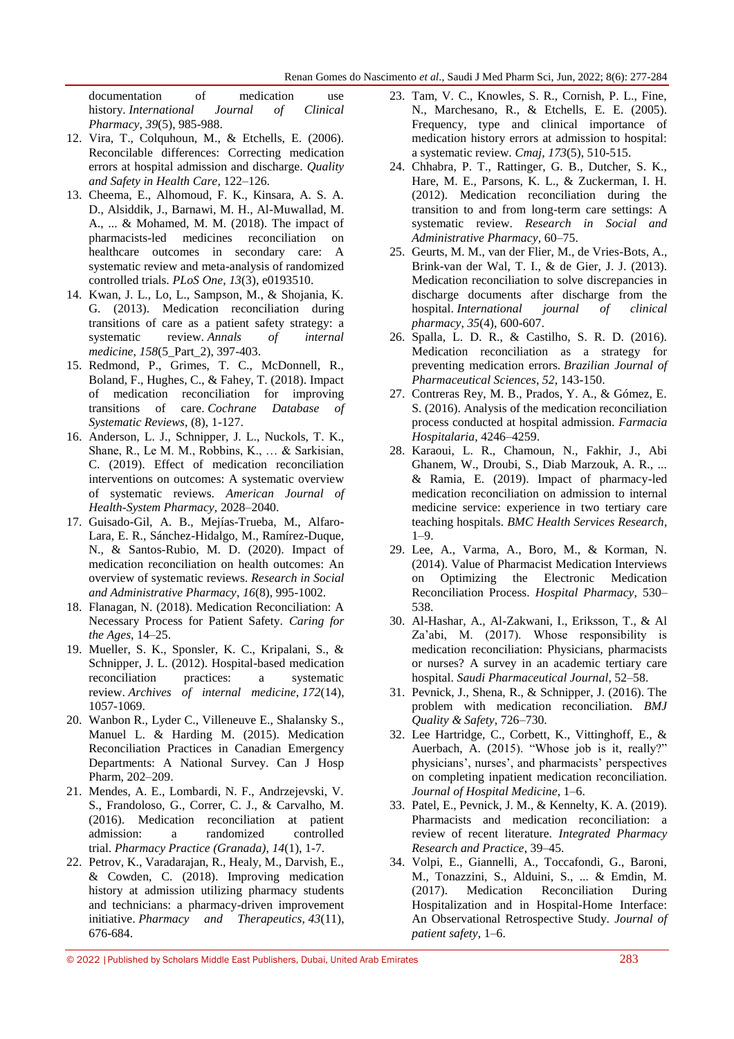documentation of medication use history. *International Journal of Clinical Pharmacy*, *39*(5), 985-988.

12. Vira, T., Colquhoun, M., & Etchells, E. (2006). Reconcilable differences: Correcting medication errors at hospital admission and discharge. *Quality and Safety in Health Care*, 122–126.
13. Cheema, E., Alhomoud, F. K., Kinsara, A. S. A. D., Alsiddik, J., Barnawi, M. H., Al-Muwallad, M. A., ... & Mohamed, M. M. (2018). The impact of pharmacists-led medicines reconciliation on healthcare outcomes in secondary care: A systematic review and meta-analysis of randomized controlled trials. *PLoS One*, *13*(3), e0193510.
14. Kwan, J. L., Lo, L., Sampson, M., & Shojania, K. G. (2013). Medication reconciliation during transitions of care as a patient safety strategy: a systematic review. *Annals of internal medicine*, *158*(5_Part_2), 397-403.
15. Redmond, P., Grimes, T. C., McDonnell, R., Boland, F., Hughes, C., & Fahey, T. (2018). Impact of medication reconciliation for improving transitions of care. *Cochrane Database of Systematic Reviews*, (8), 1-127.
16. Anderson, L. J., Schnipper, J. L., Nuckols, T. K., Shane, R., Le M. M., Robbins, K., … & Sarkisian, C. (2019). Effect of medication reconciliation interventions on outcomes: A systematic overview of systematic reviews. *American Journal of Health-System Pharmacy,* 2028–2040.
17. Guisado-Gil, A. B., Mejías-Trueba, M., Alfaro-Lara, E. R., Sánchez-Hidalgo, M., Ramírez-Duque, N., & Santos-Rubio, M. D. (2020). Impact of medication reconciliation on health outcomes: An overview of systematic reviews. *Research in Social and Administrative Pharmacy*, *16*(8), 995-1002.
18. Flanagan, N. (2018). Medication Reconciliation: A Necessary Process for Patient Safety. *Caring for the Ages*, 14–25.
19. Mueller, S. K., Sponsler, K. C., Kripalani, S., & Schnipper, J. L. (2012). Hospital-based medication reconciliation practices: a systematic review. *Archives of internal medicine*, *172*(14), 1057-1069.
20. Wanbon R., Lyder C., Villeneuve E., Shalansky S., Manuel L. & Harding M. (2015). Medication Reconciliation Practices in Canadian Emergency Departments: A National Survey. Can J Hosp Pharm, 202–209.
21. Mendes, A. E., Lombardi, N. F., Andrzejevski, V. S., Frandoloso, G., Correr, C. J., & Carvalho, M. (2016). Medication reconciliation at patient admission: a randomized controlled trial. *Pharmacy Practice (Granada)*, *14*(1), 1-7.
22. Petrov, K., Varadarajan, R., Healy, M., Darvish, E., & Cowden, C. (2018). Improving medication history at admission utilizing pharmacy students and technicians: a pharmacy-driven improvement initiative. *Pharmacy and Therapeutics*, *43*(11), 676-684.
23. Tam, V. C., Knowles, S. R., Cornish, P. L., Fine, N., Marchesano, R., & Etchells, E. E. (2005). Frequency, type and clinical importance of medication history errors at admission to hospital: a systematic review. *Cmaj*, *173*(5), 510-515.
24. Chhabra, P. T., Rattinger, G. B., Dutcher, S. K., Hare, M. E., Parsons, K. L., & Zuckerman, I. H. (2012). Medication reconciliation during the transition to and from long-term care settings: A systematic review. *Research in Social and Administrative Pharmacy*, 60–75.
25. Geurts, M. M., van der Flier, M., de Vries-Bots, A., Brink-van der Wal, T. I., & de Gier, J. J. (2013). Medication reconciliation to solve discrepancies in discharge documents after discharge from the hospital. *International journal of clinical pharmacy*, *35*(4), 600-607.
26. Spalla, L. D. R., & Castilho, S. R. D. (2016). Medication reconciliation as a strategy for preventing medication errors. *Brazilian Journal of Pharmaceutical Sciences*, *52*, 143-150.
27. Contreras Rey, M. B., Prados, Y. A., & Gómez, E. S. (2016). Analysis of the medication reconciliation process conducted at hospital admission. *Farmacia Hospitalaria*, 4246–4259.
28. Karaoui, L. R., Chamoun, N., Fakhir, J., Abi Ghanem, W., Droubi, S., Diab Marzouk, A. R., ... & Ramia, E. (2019). Impact of pharmacy-led medication reconciliation on admission to internal medicine service: experience in two tertiary care teaching hospitals. *BMC Health Services Research*, 1–9.
29. Lee, A., Varma, A., Boro, M., & Korman, N. (2014). Value of Pharmacist Medication Interviews on Optimizing the Electronic Medication Reconciliation Process. *Hospital Pharmacy*, 530–538.
30. Al-Hashar, A., Al-Zakwani, I., Eriksson, T., & Al Za'abi, M. (2017). Whose responsibility is medication reconciliation: Physicians, pharmacists or nurses? A survey in an academic tertiary care hospital. *Saudi Pharmaceutical Journal*, 52–58.
31. Pevnick, J., Shena, R., & Schnipper, J. (2016). The problem with medication reconciliation. *BMJ Quality & Safety*, 726–730.
32. Lee Hartridge, C., Corbett, K., Vittinghoff, E., & Auerbach, A. (2015). "Whose job is it, really?" physicians', nurses', and pharmacists' perspectives on completing inpatient medication reconciliation. *Journal of Hospital Medicine*, 1–6.
33. Patel, E., Pevnick, J. M., & Kennelty, K. A. (2019). Pharmacists and medication reconciliation: a review of recent literature. *Integrated Pharmacy Research and Practice*, 39–45.
34. Volpi, E., Giannelli, A., Toccafondi, G., Baroni, M., Tonazzini, S., Alduini, S., ... & Emdin, M. (2017). Medication Reconciliation During Hospitalization and in Hospital-Home Interface: An Observational Retrospective Study. *Journal of patient safety*, 1–6.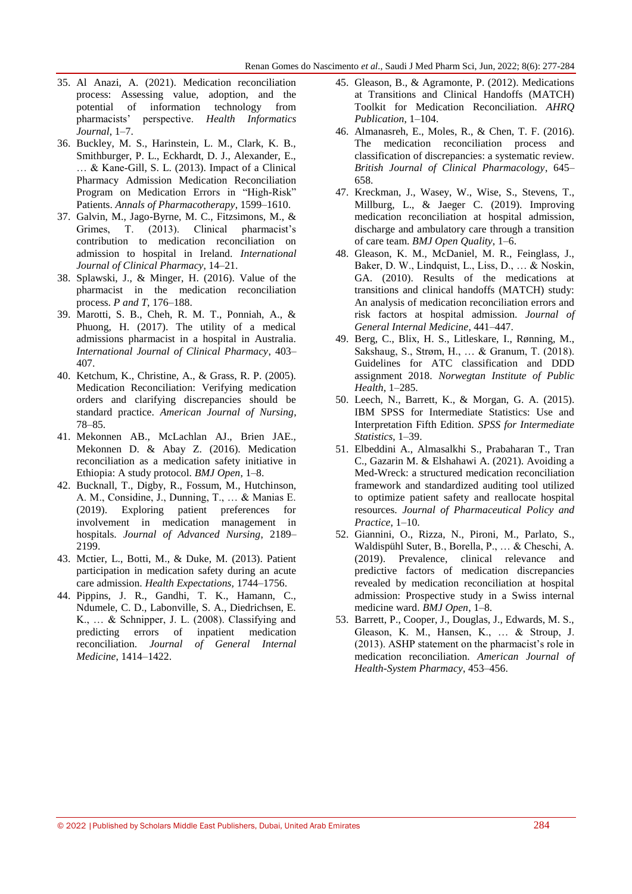35. Al Anazi, A. (2021). Medication reconciliation process: Assessing value, adoption, and the potential of information technology from pharmacists' perspective. *Health Informatics Journal*, 1–7.
36. Buckley, M. S., Harinstein, L. M., Clark, K. B., Smithburger, P. L., Eckhardt, D. J., Alexander, E., … & Kane-Gill, S. L. (2013). Impact of a Clinical Pharmacy Admission Medication Reconciliation Program on Medication Errors in "High-Risk" Patients. *Annals of Pharmacotherapy*, 1599–1610.
37. Galvin, M., Jago-Byrne, M. C., Fitzsimons, M., & Grimes, T. (2013). Clinical pharmacist's contribution to medication reconciliation on admission to hospital in Ireland. *International Journal of Clinical Pharmacy*, 14–21.
38. Splawski, J., & Minger, H. (2016). Value of the pharmacist in the medication reconciliation process. *P and T*, 176–188.
39. Marotti, S. B., Cheh, R. M. T., Ponniah, A., & Phuong, H. (2017). The utility of a medical admissions pharmacist in a hospital in Australia. *International Journal of Clinical Pharmacy*, 403–407.
40. Ketchum, K., Christine, A., & Grass, R. P. (2005). Medication Reconciliation: Verifying medication orders and clarifying discrepancies should be standard practice. *American Journal of Nursing*, 78–85.
41. Mekonnen AB., McLachlan AJ., Brien JAE., Mekonnen D. & Abay Z. (2016). Medication reconciliation as a medication safety initiative in Ethiopia: A study protocol. *BMJ Open*, 1–8.
42. Bucknall, T., Digby, R., Fossum, M., Hutchinson, A. M., Considine, J., Dunning, T., … & Manias E. (2019). Exploring patient preferences for involvement in medication management in hospitals. *Journal of Advanced Nursing*, 2189–2199.
43. Mctier, L., Botti, M., & Duke, M. (2013). Patient participation in medication safety during an acute care admission. *Health Expectations*, 1744–1756.
44. Pippins, J. R., Gandhi, T. K., Hamann, C., Ndumele, C. D., Labonville, S. A., Diedrichsen, E. K., … & Schnipper, J. L. (2008). Classifying and predicting errors of inpatient medication reconciliation. *Journal of General Internal Medicine*, 1414–1422.
45. Gleason, B., & Agramonte, P. (2012). Medications at Transitions and Clinical Handoffs (MATCH) Toolkit for Medication Reconciliation. *AHRQ Publication*, 1–104.
46. Almanasreh, E., Moles, R., & Chen, T. F. (2016). The medication reconciliation process and classification of discrepancies: a systematic review. *British Journal of Clinical Pharmacology*, 645–658.
47. Kreckman, J., Wasey, W., Wise, S., Stevens, T., Millburg, L., & Jaeger C. (2019). Improving medication reconciliation at hospital admission, discharge and ambulatory care through a transition of care team. *BMJ Open Quality*, 1–6.
48. Gleason, K. M., McDaniel, M. R., Feinglass, J., Baker, D. W., Lindquist, L., Liss, D., … & Noskin, GA. (2010). Results of the medications at transitions and clinical handoffs (MATCH) study: An analysis of medication reconciliation errors and risk factors at hospital admission. *Journal of General Internal Medicine*, 441–447.
49. Berg, C., Blix, H. S., Litleskare, I., Rønning, M., Sakshaug, S., Strøm, H., … & Granum, T. (2018). Guidelines for ATC classification and DDD assignment 2018. *Norwegtan Institute of Public Health*, 1–285.
50. Leech, N., Barrett, K., & Morgan, G. A. (2015). IBM SPSS for Intermediate Statistics: Use and Interpretation Fifth Edition. *SPSS for Intermediate Statistics*, 1–39.
51. Elbeddini A., Almasalkhi S., Prabaharan T., Tran C., Gazarin M. & Elshahawi A. (2021). Avoiding a Med-Wreck: a structured medication reconciliation framework and standardized auditing tool utilized to optimize patient safety and reallocate hospital resources. *Journal of Pharmaceutical Policy and Practice*, 1–10.
52. Giannini, O., Rizza, N., Pironi, M., Parlato, S., Waldispühl Suter, B., Borella, P., … & Cheschi, A. (2019). Prevalence, clinical relevance and predictive factors of medication discrepancies revealed by medication reconciliation at hospital admission: Prospective study in a Swiss internal medicine ward. *BMJ Open*, 1–8.
53. Barrett, P., Cooper, J., Douglas, J., Edwards, M. S., Gleason, K. M., Hansen, K., … & Stroup, J. (2013). ASHP statement on the pharmacist's role in medication reconciliation. *American Journal of Health-System Pharmacy*, 453–456.